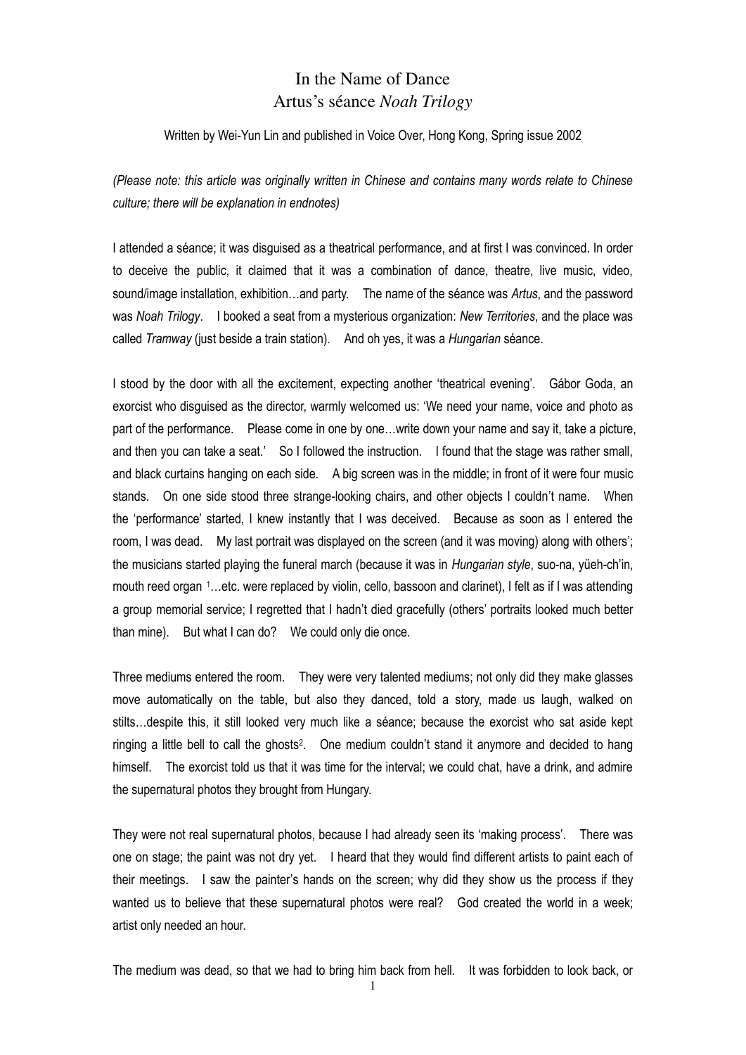# In the Name of Dance
## Artus's séance *Noah Trilogy*

Written by Wei-Yun Lin and published in Voice Over, Hong Kong, Spring issue 2002

*(Please note: this article was originally written in Chinese and contains many words relate to Chinese culture; there will be explanation in endnotes)*

I attended a séance; it was disguised as a theatrical performance, and at first I was convinced. In order to deceive the public, it claimed that it was a combination of dance, theatre, live music, video, sound/image installation, exhibition…and party. The name of the séance was *Artus*, and the password was *Noah Trilogy*. I booked a seat from a mysterious organization: *New Territories*, and the place was called *Tramway* (just beside a train station). And oh yes, it was a *Hungarian* séance.

I stood by the door with all the excitement, expecting another 'theatrical evening'. Gábor Goda, an exorcist who disguised as the director, warmly welcomed us: 'We need your name, voice and photo as part of the performance. Please come in one by one…write down your name and say it, take a picture, and then you can take a seat.' So I followed the instruction. I found that the stage was rather small, and black curtains hanging on each side. A big screen was in the middle; in front of it were four music stands. On one side stood three strange-looking chairs, and other objects I couldn't name. When the 'performance' started, I knew instantly that I was deceived. Because as soon as I entered the room, I was dead. My last portrait was displayed on the screen (and it was moving) along with others'; the musicians started playing the funeral march (because it was in *Hungarian style*, suo-na, yüeh-ch'in, mouth reed organ [1]…etc. were replaced by violin, cello, bassoon and clarinet), I felt as if I was attending a group memorial service; I regretted that I hadn't died gracefully (others' portraits looked much better than mine). But what I can do? We could only die once.

Three mediums entered the room. They were very talented mediums; not only did they make glasses move automatically on the table, but also they danced, told a story, made us laugh, walked on stilts…despite this, it still looked very much like a séance; because the exorcist who sat aside kept ringing a little bell to call the ghosts[2]. One medium couldn't stand it anymore and decided to hang himself. The exorcist told us that it was time for the interval; we could chat, have a drink, and admire the supernatural photos they brought from Hungary.

They were not real supernatural photos, because I had already seen its 'making process'. There was one on stage; the paint was not dry yet. I heard that they would find different artists to paint each of their meetings. I saw the painter's hands on the screen; why did they show us the process if they wanted us to believe that these supernatural photos were real? God created the world in a week; artist only needed an hour.

The medium was dead, so that we had to bring him back from hell. It was forbidden to look back, or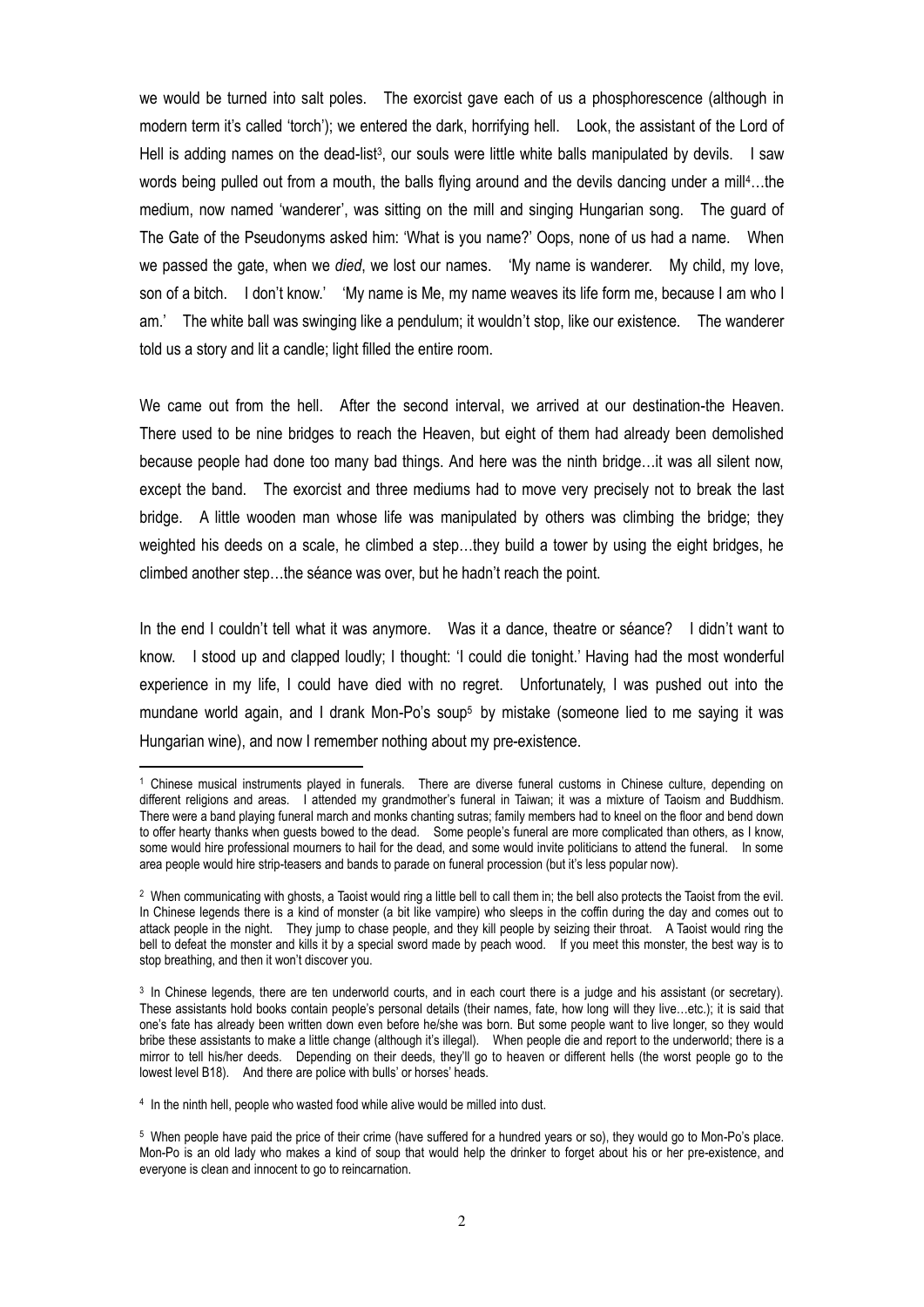we would be turned into salt poles. The exorcist gave each of us a phosphorescence (although in modern term it's called 'torch'); we entered the dark, horrifying hell. Look, the assistant of the Lord of Hell is adding names on the dead-list[3], our souls were little white balls manipulated by devils. I saw words being pulled out from a mouth, the balls flying around and the devils dancing under a mill[4]…the medium, now named 'wanderer', was sitting on the mill and singing Hungarian song. The guard of The Gate of the Pseudonyms asked him: 'What is you name?' Oops, none of us had a name. When we passed the gate, when we *died*, we lost our names. 'My name is wanderer. My child, my love, son of a bitch. I don't know.' 'My name is Me, my name weaves its life form me, because I am who I am.' The white ball was swinging like a pendulum; it wouldn't stop, like our existence. The wanderer told us a story and lit a candle; light filled the entire room.

We came out from the hell. After the second interval, we arrived at our destination-the Heaven. There used to be nine bridges to reach the Heaven, but eight of them had already been demolished because people had done too many bad things. And here was the ninth bridge…it was all silent now, except the band. The exorcist and three mediums had to move very precisely not to break the last bridge. A little wooden man whose life was manipulated by others was climbing the bridge; they weighted his deeds on a scale, he climbed a step…they build a tower by using the eight bridges, he climbed another step…the séance was over, but he hadn't reach the point.

In the end I couldn't tell what it was anymore. Was it a dance, theatre or séance? I didn't want to know. I stood up and clapped loudly; I thought: 'I could die tonight.' Having had the most wonderful experience in my life, I could have died with no regret. Unfortunately, I was pushed out into the mundane world again, and I drank Mon-Po's soup[5] by mistake (someone lied to me saying it was Hungarian wine), and now I remember nothing about my pre-existence.

---

[1] Chinese musical instruments played in funerals. There are diverse funeral customs in Chinese culture, depending on different religions and areas. I attended my grandmother's funeral in Taiwan; it was a mixture of Taoism and Buddhism. There were a band playing funeral march and monks chanting sutras; family members had to kneel on the floor and bend down to offer hearty thanks when guests bowed to the dead. Some people's funeral are more complicated than others, as I know, some would hire professional mourners to hail for the dead, and some would invite politicians to attend the funeral. In some area people would hire strip-teasers and bands to parade on funeral procession (but it's less popular now).

[2] When communicating with ghosts, a Taoist would ring a little bell to call them in; the bell also protects the Taoist from the evil. In Chinese legends there is a kind of monster (a bit like vampire) who sleeps in the coffin during the day and comes out to attack people in the night. They jump to chase people, and they kill people by seizing their throat. A Taoist would ring the bell to defeat the monster and kills it by a special sword made by peach wood. If you meet this monster, the best way is to stop breathing, and then it won't discover you.

[3] In Chinese legends, there are ten underworld courts, and in each court there is a judge and his assistant (or secretary). These assistants hold books contain people's personal details (their names, fate, how long will they live…etc.); it is said that one's fate has already been written down even before he/she was born. But some people want to live longer, so they would bribe these assistants to make a little change (although it's illegal). When people die and report to the underworld; there is a mirror to tell his/her deeds. Depending on their deeds, they'll go to heaven or different hells (the worst people go to the lowest level B18). And there are police with bulls' or horses' heads.

[4] In the ninth hell, people who wasted food while alive would be milled into dust.

[5] When people have paid the price of their crime (have suffered for a hundred years or so), they would go to Mon-Po's place. Mon-Po is an old lady who makes a kind of soup that would help the drinker to forget about his or her pre-existence, and everyone is clean and innocent to go to reincarnation.